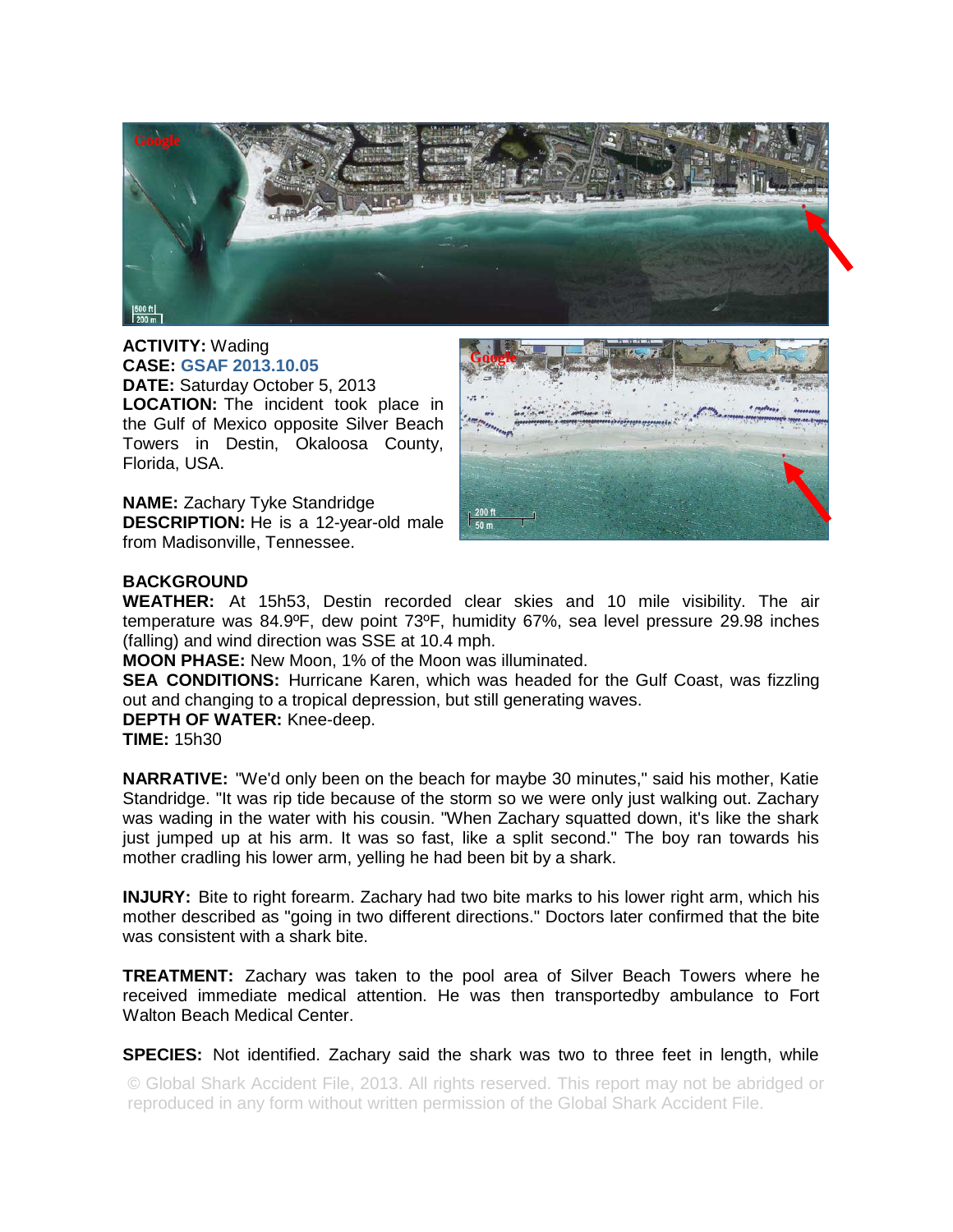**ACTIVITY:** Wading
**CASE:** GSAF 2013.10.05
**DATE:** Saturday October 5, 2013
**LOCATION:** The incident took place in the Gulf of Mexico opposite Silver Beach Towers in Destin, Okaloosa County, Florida, USA.

**NAME:** Zachary Tyke Standridge
**DESCRIPTION:** He is a 12-year-old male from Madisonville, Tennessee.

**BACKGROUND**
**WEATHER:** At 15h53, Destin recorded clear skies and 10 mile visibility. The air temperature was 84.9ºF, dew point 73ºF, humidity 67%, sea level pressure 29.98 inches (falling) and wind direction was SSE at 10.4 mph.
**MOON PHASE:** New Moon, 1% of the Moon was illuminated.
**SEA CONDITIONS:** Hurricane Karen, which was headed for the Gulf Coast, was fizzling out and changing to a tropical depression, but still generating waves.
**DEPTH OF WATER:** Knee-deep.
**TIME:** 15h30

**NARRATIVE:** "We'd only been on the beach for maybe 30 minutes," said his mother, Katie Standridge. "It was rip tide because of the storm so we were only just walking out. Zachary was wading in the water with his cousin. "When Zachary squatted down, it's like the shark just jumped up at his arm. It was so fast, like a split second." The boy ran towards his mother cradling his lower arm, yelling he had been bit by a shark.

**INJURY:** Bite to right forearm. Zachary had two bite marks to his lower right arm, which his mother described as "going in two different directions." Doctors later confirmed that the bite was consistent with a shark bite.

**TREATMENT:** Zachary was taken to the pool area of Silver Beach Towers where he received immediate medical attention. He was then transportedby ambulance to Fort Walton Beach Medical Center.

**SPECIES:** Not identified. Zachary said the shark was two to three feet in length, while

© Global Shark Accident File, 2013. All rights reserved. This report may not be abridged or reproduced in any form without written permission of the Global Shark Accident File.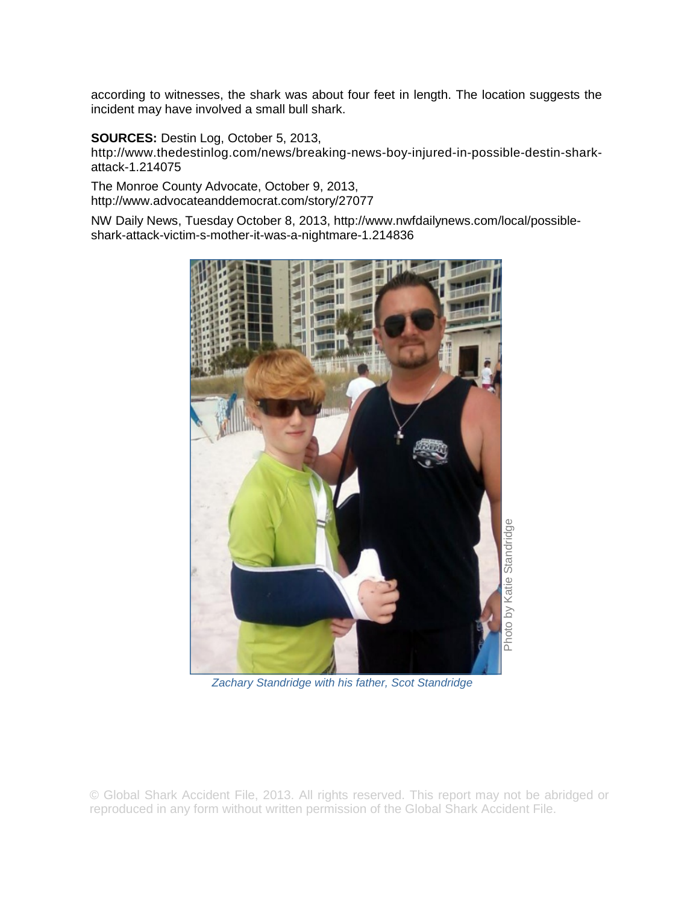according to witnesses, the shark was about four feet in length. The location suggests the incident may have involved a small bull shark.

**SOURCES:** Destin Log, October 5, 2013, http://www.thedestinlog.com/news/breaking-news-boy-injured-in-possible-destin-shark-attack-1.214075

The Monroe County Advocate, October 9, 2013, http://www.advocateanddemocrat.com/story/27077

NW Daily News, Tuesday October 8, 2013, http://www.nwfdailynews.com/local/possible-shark-attack-victim-s-mother-it-was-a-nightmare-1.214836

Photo by Katie Standridge

*Zachary Standridge with his father, Scot Standridge*

© Global Shark Accident File, 2013. All rights reserved. This report may not be abridged or reproduced in any form without written permission of the Global Shark Accident File.